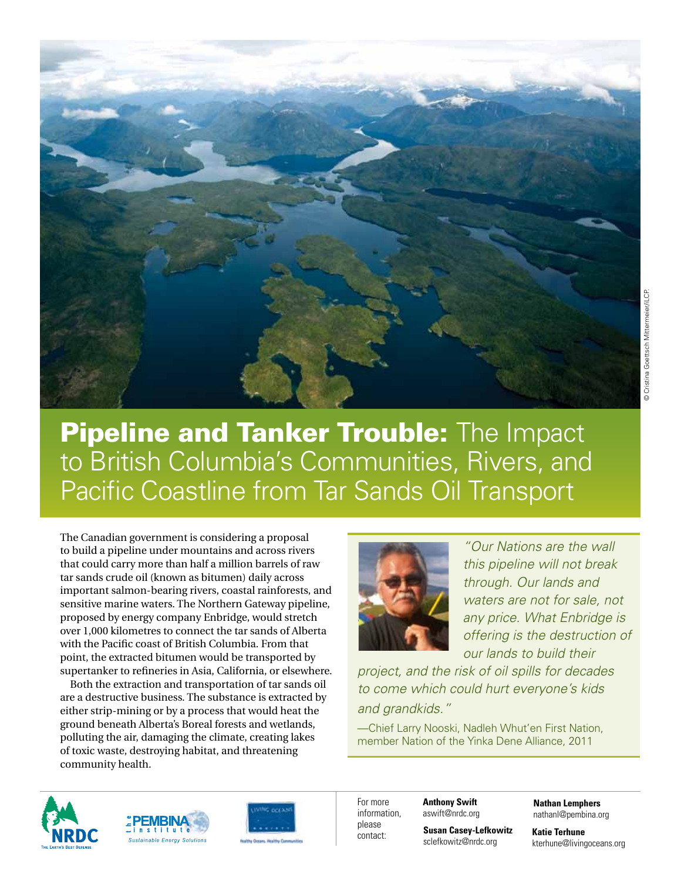© Cristina Goettsch Mittermeier/ILCP.

# Pipeline and Tanker Trouble: The Impact to British Columbia's Communities, Rivers, and Pacific Coastline from Tar Sands Oil Transport

The Canadian government is considering a proposal to build a pipeline under mountains and across rivers that could carry more than half a million barrels of raw tar sands crude oil (known as bitumen) daily across important salmon-bearing rivers, coastal rainforests, and sensitive marine waters. The Northern Gateway pipeline, proposed by energy company Enbridge, would stretch over 1,000 kilometres to connect the tar sands of Alberta with the Pacific coast of British Columbia. From that point, the extracted bitumen would be transported by supertanker to refineries in Asia, California, or elsewhere.

Both the extraction and transportation of tar sands oil are a destructive business. The substance is extracted by either strip-mining or by a process that would heat the ground beneath Alberta's Boreal forests and wetlands, polluting the air, damaging the climate, creating lakes of toxic waste, destroying habitat, and threatening community health.

> *"Our Nations are the wall this pipeline will not break through. Our lands and waters are not for sale, not any price. What Enbridge is offering is the destruction of our lands to build their project, and the risk of oil spills for decades to come which could hurt everyone's kids and grandkids."*
>
> —Chief Larry Nooski, Nadleh Whut'en First Nation, member Nation of the Yinka Dene Alliance, 2011

NRDC — The Earth's Best Defense | The Pembina Institute — Sustainable Energy Solutions | Living Oceans Society — Healthy Oceans, Healthy Communities

For more information, please contact:

**Anthony Swift**
aswift@nrdc.org

**Susan Casey-Lefkowitz**
sclefkowitz@nrdc.org

**Nathan Lemphers**
nathanl@pembina.org

**Katie Terhune**
kterhune@livingoceans.org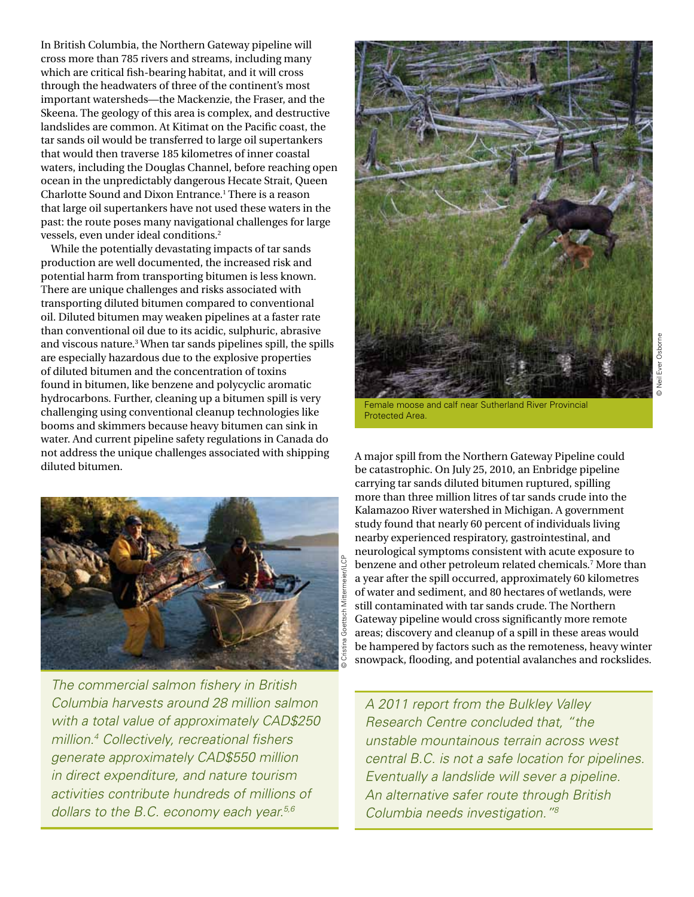In British Columbia, the Northern Gateway pipeline will cross more than 785 rivers and streams, including many which are critical fish-bearing habitat, and it will cross through the headwaters of three of the continent's most important watersheds—the Mackenzie, the Fraser, and the Skeena. The geology of this area is complex, and destructive landslides are common. At Kitimat on the Pacific coast, the tar sands oil would be transferred to large oil supertankers that would then traverse 185 kilometres of inner coastal waters, including the Douglas Channel, before reaching open ocean in the unpredictably dangerous Hecate Strait, Queen Charlotte Sound and Dixon Entrance.[1] There is a reason that large oil supertankers have not used these waters in the past: the route poses many navigational challenges for large vessels, even under ideal conditions.[2]

While the potentially devastating impacts of tar sands production are well documented, the increased risk and potential harm from transporting bitumen is less known. There are unique challenges and risks associated with transporting diluted bitumen compared to conventional oil. Diluted bitumen may weaken pipelines at a faster rate than conventional oil due to its acidic, sulphuric, abrasive and viscous nature.[3] When tar sands pipelines spill, the spills are especially hazardous due to the explosive properties of diluted bitumen and the concentration of toxins found in bitumen, like benzene and polycyclic aromatic hydrocarbons. Further, cleaning up a bitumen spill is very challenging using conventional cleanup technologies like booms and skimmers because heavy bitumen can sink in water. And current pipeline safety regulations in Canada do not address the unique challenges associated with shipping diluted bitumen.

*The commercial salmon fishery in British Columbia harvests around 28 million salmon with a total value of approximately CAD$250 million.[4] Collectively, recreational fishers generate approximately CAD$550 million in direct expenditure, and nature tourism activities contribute hundreds of millions of dollars to the B.C. economy each year.[5,6]*

© Cristina Goettsch Mittermeier/ILCP

Female moose and calf near Sutherland River Provincial Protected Area.

© Neil Ever Osborne

A major spill from the Northern Gateway Pipeline could be catastrophic. On July 25, 2010, an Enbridge pipeline carrying tar sands diluted bitumen ruptured, spilling more than three million litres of tar sands crude into the Kalamazoo River watershed in Michigan. A government study found that nearly 60 percent of individuals living nearby experienced respiratory, gastrointestinal, and neurological symptoms consistent with acute exposure to benzene and other petroleum related chemicals.[7] More than a year after the spill occurred, approximately 60 kilometres of water and sediment, and 80 hectares of wetlands, were still contaminated with tar sands crude. The Northern Gateway pipeline would cross significantly more remote areas; discovery and cleanup of a spill in these areas would be hampered by factors such as the remoteness, heavy winter snowpack, flooding, and potential avalanches and rockslides.

*A 2011 report from the Bulkley Valley Research Centre concluded that, "the unstable mountainous terrain across west central B.C. is not a safe location for pipelines. Eventually a landslide will sever a pipeline. An alternative safer route through British Columbia needs investigation."[8]*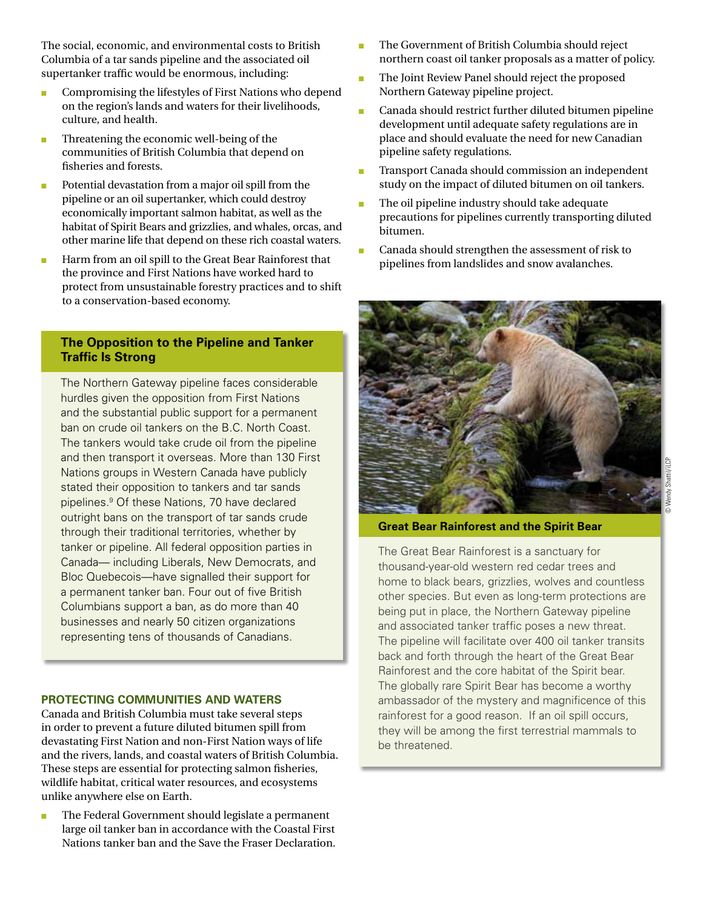The social, economic, and environmental costs to British Columbia of a tar sands pipeline and the associated oil supertanker traffic would be enormous, including:

- Compromising the lifestyles of First Nations who depend on the region's lands and waters for their livelihoods, culture, and health.
- Threatening the economic well-being of the communities of British Columbia that depend on fisheries and forests.
- Potential devastation from a major oil spill from the pipeline or an oil supertanker, which could destroy economically important salmon habitat, as well as the habitat of Spirit Bears and grizzlies, and whales, orcas, and other marine life that depend on these rich coastal waters.
- Harm from an oil spill to the Great Bear Rainforest that the province and First Nations have worked hard to protect from unsustainable forestry practices and to shift to a conservation-based economy.

### The Opposition to the Pipeline and Tanker Traffic Is Strong

The Northern Gateway pipeline faces considerable hurdles given the opposition from First Nations and the substantial public support for a permanent ban on crude oil tankers on the B.C. North Coast. The tankers would take crude oil from the pipeline and then transport it overseas. More than 130 First Nations groups in Western Canada have publicly stated their opposition to tankers and tar sands pipelines.[9] Of these Nations, 70 have declared outright bans on the transport of tar sands crude through their traditional territories, whether by tanker or pipeline. All federal opposition parties in Canada— including Liberals, New Democrats, and Bloc Quebecois—have signalled their support for a permanent tanker ban. Four out of five British Columbians support a ban, as do more than 40 businesses and nearly 50 citizen organizations representing tens of thousands of Canadians.

## PROTECTING COMMUNITIES AND WATERS

Canada and British Columbia must take several steps in order to prevent a future diluted bitumen spill from devastating First Nation and non-First Nation ways of life and the rivers, lands, and coastal waters of British Columbia. These steps are essential for protecting salmon fisheries, wildlife habitat, critical water resources, and ecosystems unlike anywhere else on Earth.

- The Federal Government should legislate a permanent large oil tanker ban in accordance with the Coastal First Nations tanker ban and the Save the Fraser Declaration.
- The Government of British Columbia should reject northern coast oil tanker proposals as a matter of policy.
- The Joint Review Panel should reject the proposed Northern Gateway pipeline project.
- Canada should restrict further diluted bitumen pipeline development until adequate safety regulations are in place and should evaluate the need for new Canadian pipeline safety regulations.
- Transport Canada should commission an independent study on the impact of diluted bitumen on oil tankers.
- The oil pipeline industry should take adequate precautions for pipelines currently transporting diluted bitumen.
- Canada should strengthen the assessment of risk to pipelines from landslides and snow avalanches.

© Wendy Shattil/ILCP

### Great Bear Rainforest and the Spirit Bear

The Great Bear Rainforest is a sanctuary for thousand-year-old western red cedar trees and home to black bears, grizzlies, wolves and countless other species. But even as long-term protections are being put in place, the Northern Gateway pipeline and associated tanker traffic poses a new threat. The pipeline will facilitate over 400 oil tanker transits back and forth through the heart of the Great Bear Rainforest and the core habitat of the Spirit bear. The globally rare Spirit Bear has become a worthy ambassador of the mystery and magnificence of this rainforest for a good reason. If an oil spill occurs, they will be among the first terrestrial mammals to be threatened.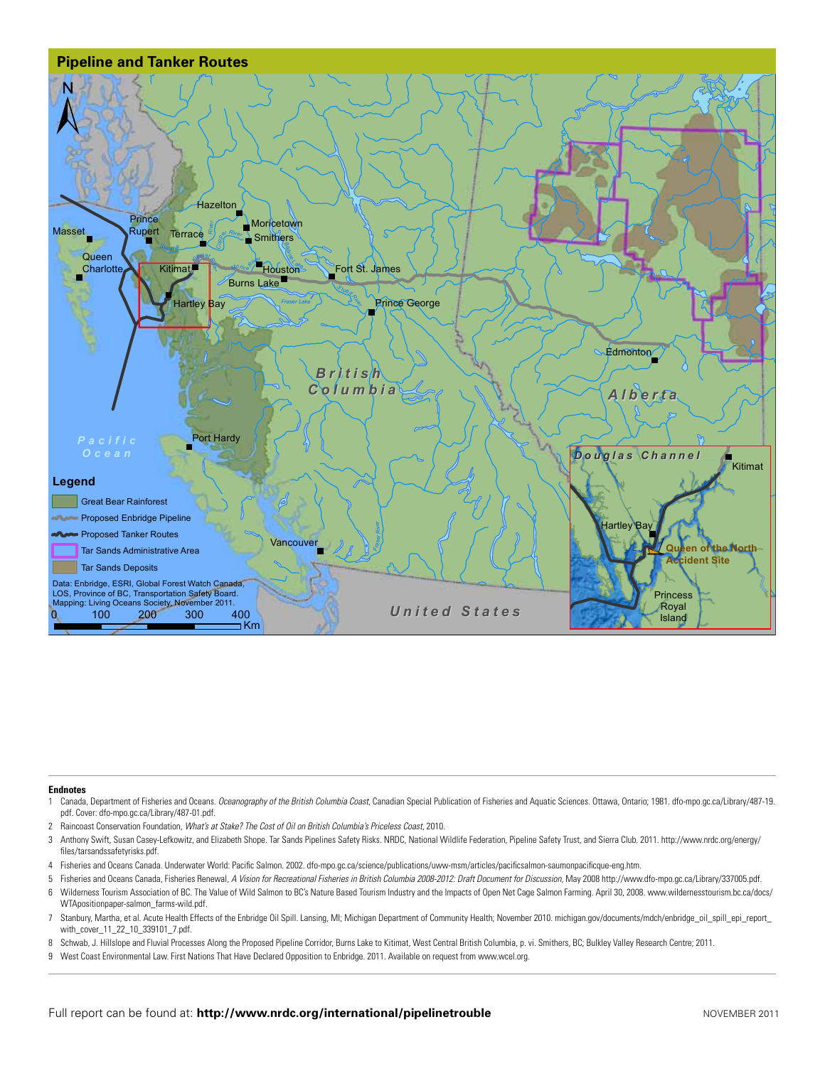## Pipeline and Tanker Routes

N

Masset
Queen Charlotte
Prince Rupert
Terrace
Hazelton
Moricetown
Smithers
Kitimat
Houston
Burns Lake
Fort St. James
Prince George
Hartley Bay
Edmonton
British Columbia
Alberta
Pacific Ocean
Port Hardy
Vancouver
United States

Douglas Channel
Kitimat
Hartley Bay
Queen of the North Accident Site
Princess Royal Island

**Legend**

Great Bear Rainforest
Proposed Enbridge Pipeline
Proposed Tanker Routes
Tar Sands Administrative Area
Tar Sands Deposits

Data: Enbridge, ESRI, Global Forest Watch Canada, LOS, Province of BC, Transportation Safety Board.
Mapping: Living Oceans Society, November 2011.

0 100 200 300 400 Km

**Endnotes**

1 Canada, Department of Fisheries and Oceans. *Oceanography of the British Columbia Coast*, Canadian Special Publication of Fisheries and Aquatic Sciences. Ottawa, Ontario; 1981. dfo-mpo.gc.ca/Library/487-19.pdf. Cover: dfo-mpo.gc.ca/Library/487-01.pdf.

2 Raincoast Conservation Foundation, *What's at Stake? The Cost of Oil on British Columbia's Priceless Coast*, 2010.

3 Anthony Swift, Susan Casey-Lefkowitz, and Elizabeth Shope. Tar Sands Pipelines Safety Risks. NRDC, National Wildlife Federation, Pipeline Safety Trust, and Sierra Club. 2011. http://www.nrdc.org/energy/files/tarsandssafetyrisks.pdf.

4 Fisheries and Oceans Canada. Underwater World: Pacific Salmon. 2002. dfo-mpo.gc.ca/science/publications/uww-msm/articles/pacificsalmon-saumonpacifique-eng.htm.

5 Fisheries and Oceans Canada, Fisheries Renewal, *A Vision for Recreational Fisheries in British Columbia 2008-2012: Draft Document for Discussion*, May 2008 http://www.dfo-mpo.gc.ca/Library/337005.pdf.

6 Wilderness Tourism Association of BC. The Value of Wild Salmon to BC's Nature Based Tourism Industry and the Impacts of Open Net Cage Salmon Farming. April 30, 2008. www.wildernesstourism.bc.ca/docs/WTAPositionpaper-salmon_farms-wild.pdf.

7 Stanbury, Martha, et al. Acute Health Effects of the Enbridge Oil Spill. Lansing, MI; Michigan Department of Community Health; November 2010. michigan.gov/documents/mdch/enbridge_oil_spill_epi_report_with_cover_11_22_10_339101_7.pdf.

8 Schwab, J. Hillslope and Fluvial Processes Along the Proposed Pipeline Corridor, Burns Lake to Kitimat, West Central British Columbia, p. vi. Smithers, BC; Bulkley Valley Research Centre; 2011.

9 West Coast Environmental Law. First Nations That Have Declared Opposition to Enbridge. 2011. Available on request from www.wcel.org.

Full report can be found at: **http://www.nrdc.org/international/pipelinetrouble**

NOVEMBER 2011